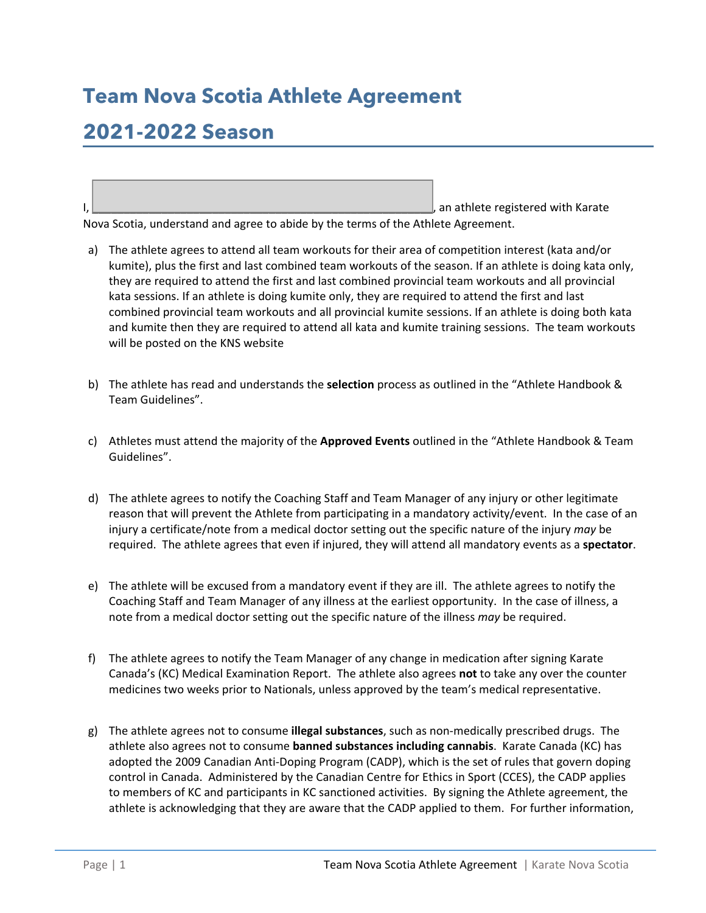# Team Nova Scotia Athlete Agreement

# 2021-2022 Season

I, ______________________________________________, an athlete registered with Karate Nova Scotia, understand and agree to abide by the terms of the Athlete Agreement.

a) The athlete agrees to attend all team workouts for their area of competition interest (kata and/or kumite), plus the first and last combined team workouts of the season. If an athlete is doing kata only, they are required to attend the first and last combined provincial team workouts and all provincial kata sessions. If an athlete is doing kumite only, they are required to attend the first and last combined provincial team workouts and all provincial kumite sessions. If an athlete is doing both kata and kumite then they are required to attend all kata and kumite training sessions. The team workouts will be posted on the KNS website

b) The athlete has read and understands the **selection** process as outlined in the "Athlete Handbook & Team Guidelines".

c) Athletes must attend the majority of the **Approved Events** outlined in the "Athlete Handbook & Team Guidelines".

d) The athlete agrees to notify the Coaching Staff and Team Manager of any injury or other legitimate reason that will prevent the Athlete from participating in a mandatory activity/event. In the case of an injury a certificate/note from a medical doctor setting out the specific nature of the injury *may* be required. The athlete agrees that even if injured, they will attend all mandatory events as a **spectator**.

e) The athlete will be excused from a mandatory event if they are ill. The athlete agrees to notify the Coaching Staff and Team Manager of any illness at the earliest opportunity. In the case of illness, a note from a medical doctor setting out the specific nature of the illness *may* be required.

f) The athlete agrees to notify the Team Manager of any change in medication after signing Karate Canada's (KC) Medical Examination Report. The athlete also agrees **not** to take any over the counter medicines two weeks prior to Nationals, unless approved by the team's medical representative.

g) The athlete agrees not to consume **illegal substances**, such as non-medically prescribed drugs. The athlete also agrees not to consume **banned substances including cannabis**. Karate Canada (KC) has adopted the 2009 Canadian Anti-Doping Program (CADP), which is the set of rules that govern doping control in Canada. Administered by the Canadian Centre for Ethics in Sport (CCES), the CADP applies to members of KC and participants in KC sanctioned activities. By signing the Athlete agreement, the athlete is acknowledging that they are aware that the CADP applied to them. For further information,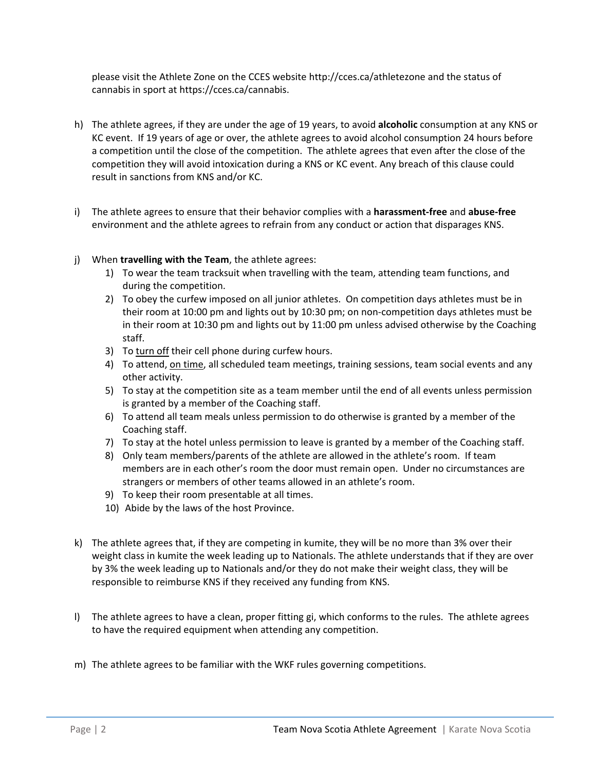please visit the Athlete Zone on the CCES website http://cces.ca/athletezone and the status of cannabis in sport at https://cces.ca/cannabis.

h) The athlete agrees, if they are under the age of 19 years, to avoid **alcoholic** consumption at any KNS or KC event. If 19 years of age or over, the athlete agrees to avoid alcohol consumption 24 hours before a competition until the close of the competition. The athlete agrees that even after the close of the competition they will avoid intoxication during a KNS or KC event. Any breach of this clause could result in sanctions from KNS and/or KC.

i) The athlete agrees to ensure that their behavior complies with a **harassment-free** and **abuse-free** environment and the athlete agrees to refrain from any conduct or action that disparages KNS.

j) When **travelling with the Team**, the athlete agrees:
   1) To wear the team tracksuit when travelling with the team, attending team functions, and during the competition.
   2) To obey the curfew imposed on all junior athletes. On competition days athletes must be in their room at 10:00 pm and lights out by 10:30 pm; on non-competition days athletes must be in their room at 10:30 pm and lights out by 11:00 pm unless advised otherwise by the Coaching staff.
   3) To <u>turn off</u> their cell phone during curfew hours.
   4) To attend, <u>on time</u>, all scheduled team meetings, training sessions, team social events and any other activity.
   5) To stay at the competition site as a team member until the end of all events unless permission is granted by a member of the Coaching staff.
   6) To attend all team meals unless permission to do otherwise is granted by a member of the Coaching staff.
   7) To stay at the hotel unless permission to leave is granted by a member of the Coaching staff.
   8) Only team members/parents of the athlete are allowed in the athlete's room. If team members are in each other's room the door must remain open. Under no circumstances are strangers or members of other teams allowed in an athlete's room.
   9) To keep their room presentable at all times.
   10) Abide by the laws of the host Province.

k) The athlete agrees that, if they are competing in kumite, they will be no more than 3% over their weight class in kumite the week leading up to Nationals. The athlete understands that if they are over by 3% the week leading up to Nationals and/or they do not make their weight class, they will be responsible to reimburse KNS if they received any funding from KNS.

l) The athlete agrees to have a clean, proper fitting gi, which conforms to the rules. The athlete agrees to have the required equipment when attending any competition.

m) The athlete agrees to be familiar with the WKF rules governing competitions.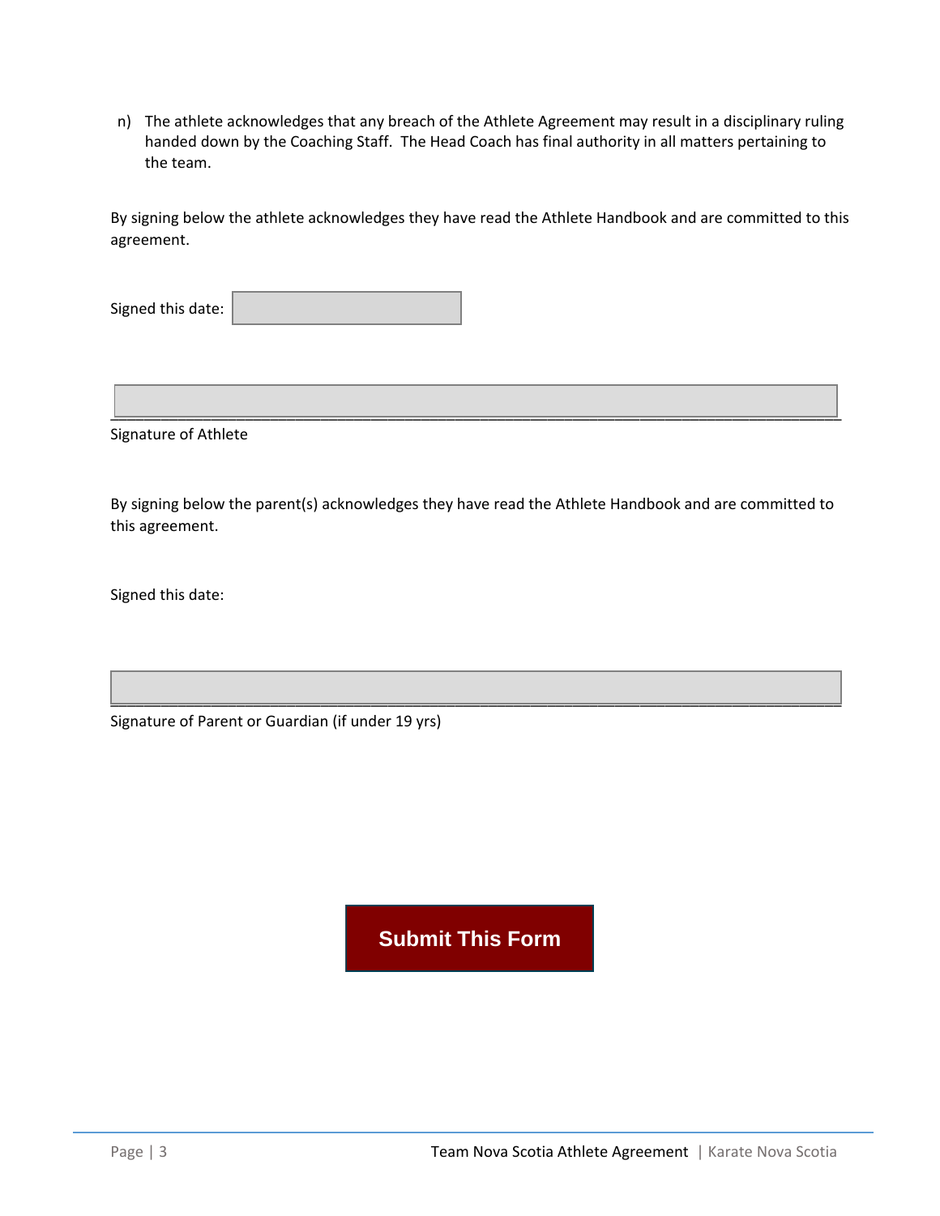n) The athlete acknowledges that any breach of the Athlete Agreement may result in a disciplinary ruling handed down by the Coaching Staff. The Head Coach has final authority in all matters pertaining to the team.

By signing below the athlete acknowledges they have read the Athlete Handbook and are committed to this agreement.

Signed this date:

______________________________________________

Signature of Athlete

By signing below the parent(s) acknowledges they have read the Athlete Handbook and are committed to this agreement.

Signed this date:

______________________________________________

Signature of Parent or Guardian (if under 19 yrs)

**Submit This Form**